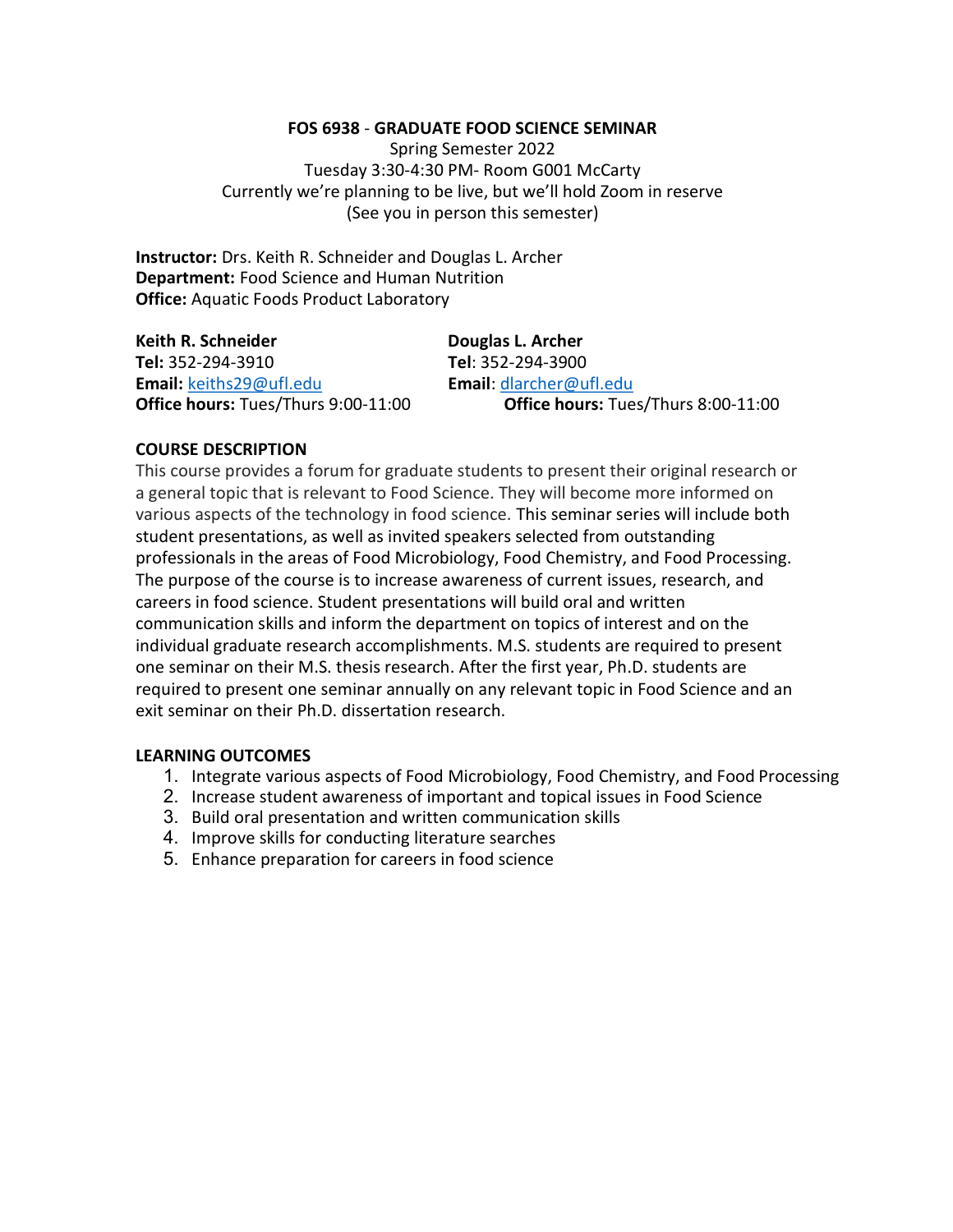**FOS 6938 - GRADUATE FOOD SCIENCE SEMINAR**

Spring Semester 2022
Tuesday 3:30-4:30 PM- Room G001 McCarty
Currently we're planning to be live, but we'll hold Zoom in reserve
(See you in person this semester)

**Instructor:** Drs. Keith R. Schneider and Douglas L. Archer
**Department:** Food Science and Human Nutrition
**Office:** Aquatic Foods Product Laboratory

**Keith R. Schneider**
**Tel:** 352-294-3910
**Email:** keiths29@ufl.edu
**Office hours:** Tues/Thurs 9:00-11:00

**Douglas L. Archer**
**Tel**: 352-294-3900
**Email**: dlarcher@ufl.edu
**Office hours:** Tues/Thurs 8:00-11:00

**COURSE DESCRIPTION**

This course provides a forum for graduate students to present their original research or a general topic that is relevant to Food Science. They will become more informed on various aspects of the technology in food science. This seminar series will include both student presentations, as well as invited speakers selected from outstanding professionals in the areas of Food Microbiology, Food Chemistry, and Food Processing. The purpose of the course is to increase awareness of current issues, research, and careers in food science. Student presentations will build oral and written communication skills and inform the department on topics of interest and on the individual graduate research accomplishments. M.S. students are required to present one seminar on their M.S. thesis research. After the first year, Ph.D. students are required to present one seminar annually on any relevant topic in Food Science and an exit seminar on their Ph.D. dissertation research.

**LEARNING OUTCOMES**

1. Integrate various aspects of Food Microbiology, Food Chemistry, and Food Processing
2. Increase student awareness of important and topical issues in Food Science
3. Build oral presentation and written communication skills
4. Improve skills for conducting literature searches
5. Enhance preparation for careers in food science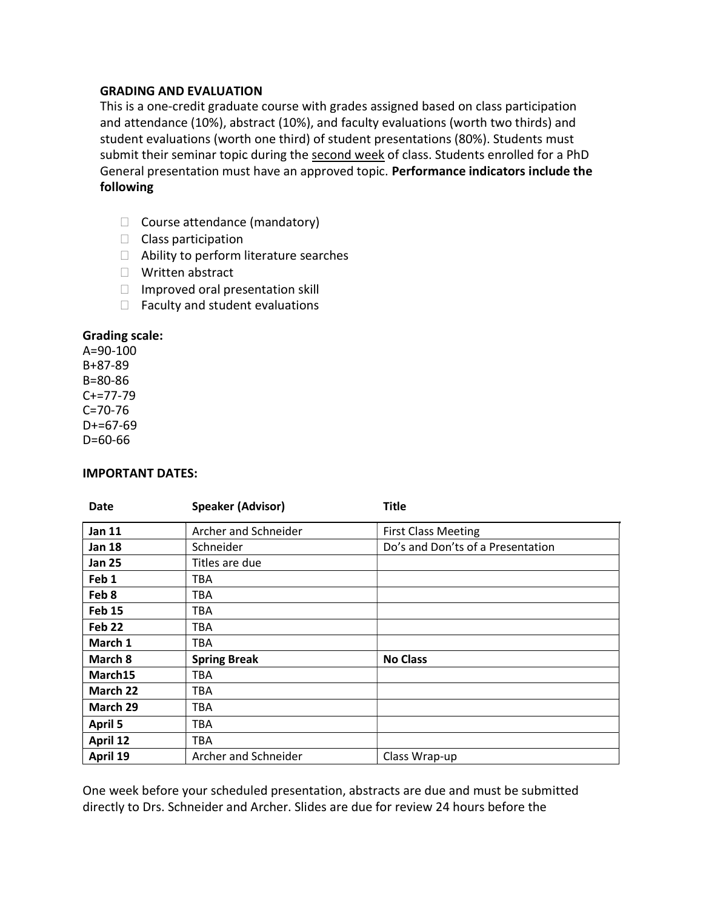**GRADING AND EVALUATION**

This is a one-credit graduate course with grades assigned based on class participation and attendance (10%), abstract (10%), and faculty evaluations (worth two thirds) and student evaluations (worth one third) of student presentations (80%). Students must submit their seminar topic during the second week of class. Students enrolled for a PhD General presentation must have an approved topic. **Performance indicators include the following**

- Course attendance (mandatory)
- Class participation
- Ability to perform literature searches
- Written abstract
- Improved oral presentation skill
- Faculty and student evaluations

**Grading scale:**

A=90-100
B+87-89
B=80-86
C+=77-79
C=70-76
D+=67-69
D=60-66

**IMPORTANT DATES:**

| Date | Speaker (Advisor) | Title |
|---|---|---|
| **Jan 11** | Archer and Schneider | First Class Meeting |
| **Jan 18** | Schneider | Do's and Don'ts of a Presentation |
| **Jan 25** | Titles are due | |
| **Feb 1** | TBA | |
| **Feb 8** | TBA | |
| **Feb 15** | TBA | |
| **Feb 22** | TBA | |
| **March 1** | TBA | |
| **March 8** | **Spring Break** | **No Class** |
| **March15** | TBA | |
| **March 22** | TBA | |
| **March 29** | TBA | |
| **April 5** | TBA | |
| **April 12** | TBA | |
| **April 19** | Archer and Schneider | Class Wrap-up |

One week before your scheduled presentation, abstracts are due and must be submitted directly to Drs. Schneider and Archer. Slides are due for review 24 hours before the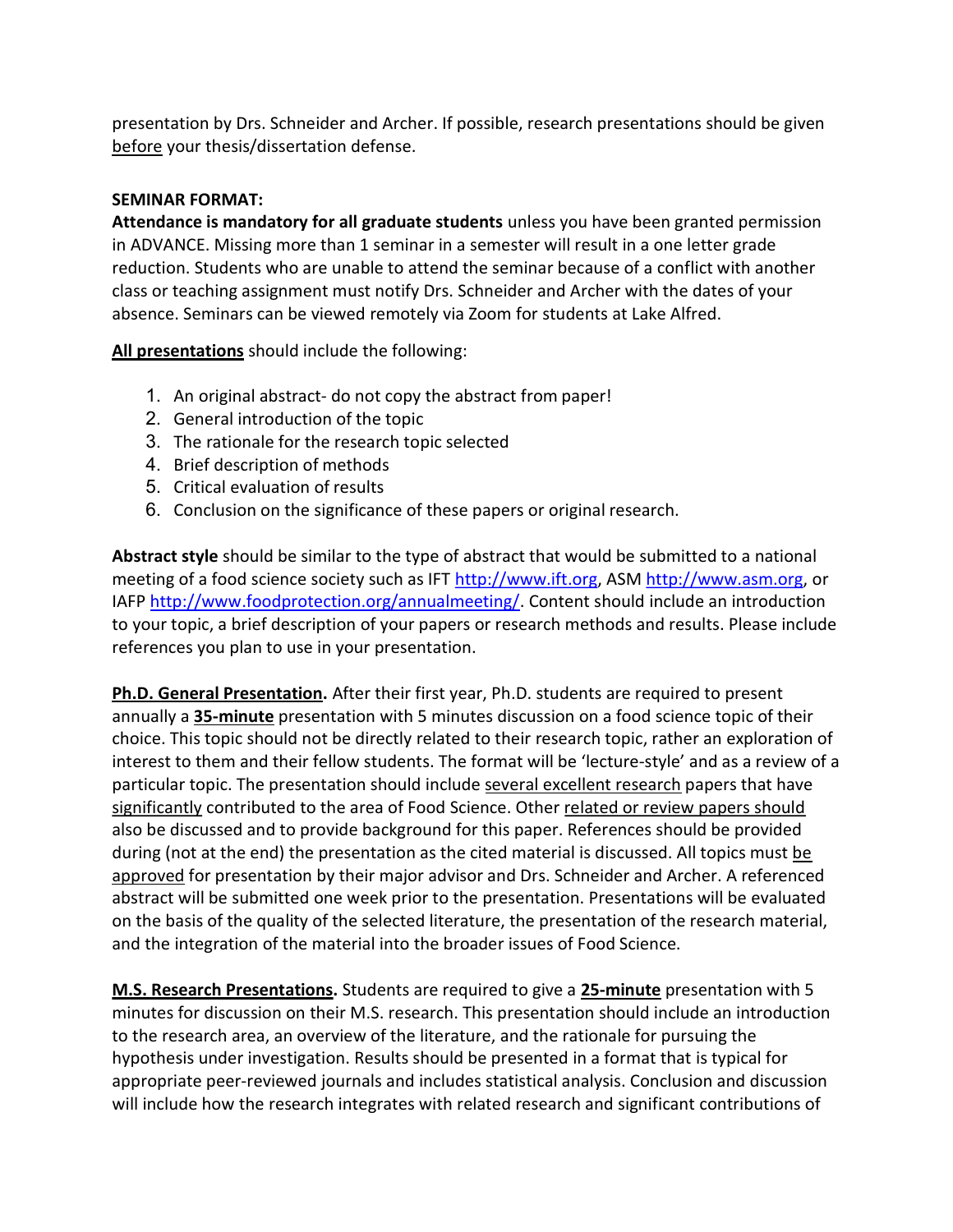presentation by Drs. Schneider and Archer. If possible, research presentations should be given before your thesis/dissertation defense.

**SEMINAR FORMAT:**

**Attendance is mandatory for all graduate students** unless you have been granted permission in ADVANCE. Missing more than 1 seminar in a semester will result in a one letter grade reduction. Students who are unable to attend the seminar because of a conflict with another class or teaching assignment must notify Drs. Schneider and Archer with the dates of your absence. Seminars can be viewed remotely via Zoom for students at Lake Alfred.

**All presentations** should include the following:

1. An original abstract- do not copy the abstract from paper!
2. General introduction of the topic
3. The rationale for the research topic selected
4. Brief description of methods
5. Critical evaluation of results
6. Conclusion on the significance of these papers or original research.

**Abstract style** should be similar to the type of abstract that would be submitted to a national meeting of a food science society such as IFT http://www.ift.org, ASM http://www.asm.org, or IAFP http://www.foodprotection.org/annualmeeting/. Content should include an introduction to your topic, a brief description of your papers or research methods and results. Please include references you plan to use in your presentation.

**Ph.D. General Presentation.** After their first year, Ph.D. students are required to present annually a **35-minute** presentation with 5 minutes discussion on a food science topic of their choice. This topic should not be directly related to their research topic, rather an exploration of interest to them and their fellow students. The format will be 'lecture-style' and as a review of a particular topic. The presentation should include several excellent research papers that have significantly contributed to the area of Food Science. Other related or review papers should also be discussed and to provide background for this paper. References should be provided during (not at the end) the presentation as the cited material is discussed. All topics must be approved for presentation by their major advisor and Drs. Schneider and Archer. A referenced abstract will be submitted one week prior to the presentation. Presentations will be evaluated on the basis of the quality of the selected literature, the presentation of the research material, and the integration of the material into the broader issues of Food Science.

**M.S. Research Presentations.** Students are required to give a **25-minute** presentation with 5 minutes for discussion on their M.S. research. This presentation should include an introduction to the research area, an overview of the literature, and the rationale for pursuing the hypothesis under investigation. Results should be presented in a format that is typical for appropriate peer-reviewed journals and includes statistical analysis. Conclusion and discussion will include how the research integrates with related research and significant contributions of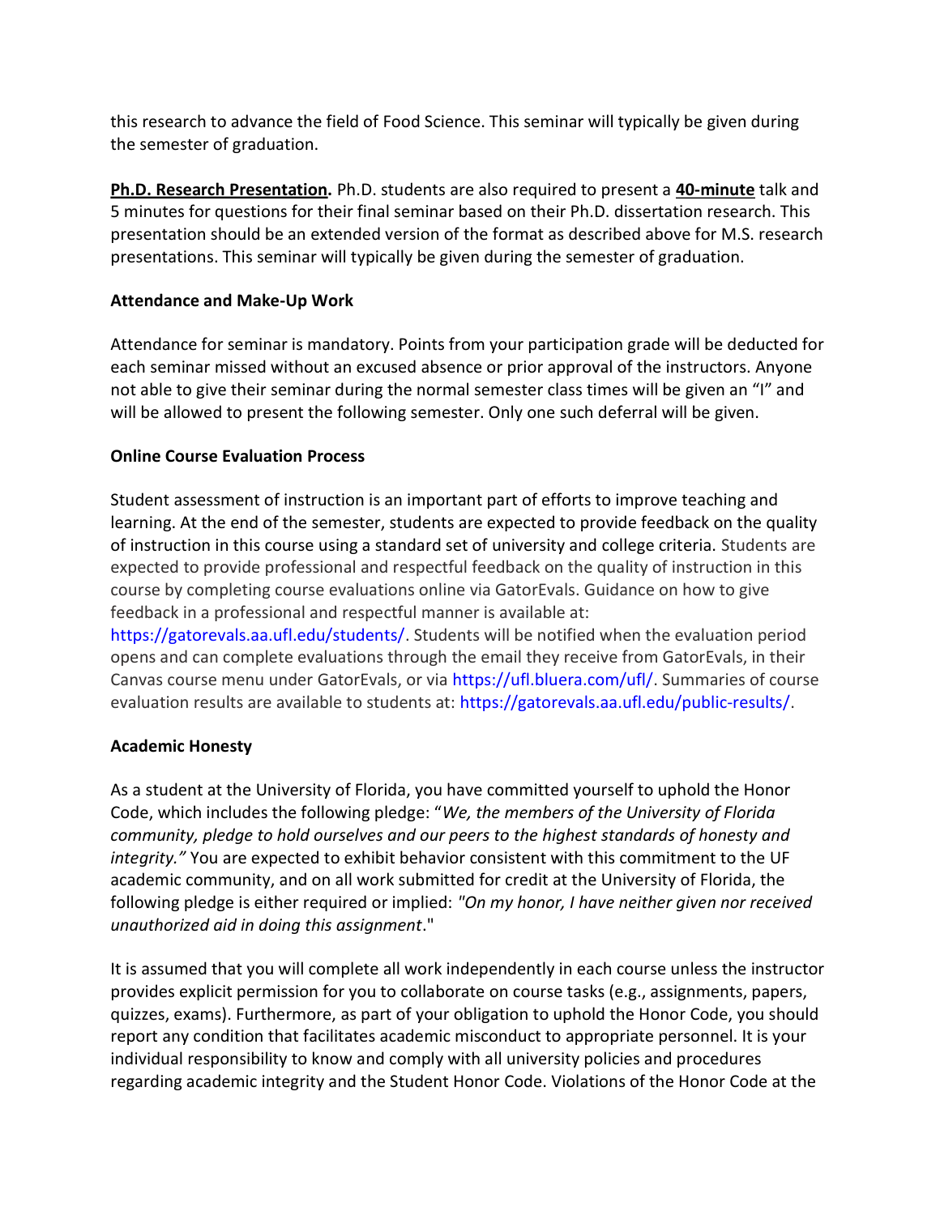this research to advance the field of Food Science. This seminar will typically be given during the semester of graduation.

**Ph.D. Research Presentation.** Ph.D. students are also required to present a **40-minute** talk and 5 minutes for questions for their final seminar based on their Ph.D. dissertation research. This presentation should be an extended version of the format as described above for M.S. research presentations. This seminar will typically be given during the semester of graduation.

**Attendance and Make-Up Work**

Attendance for seminar is mandatory. Points from your participation grade will be deducted for each seminar missed without an excused absence or prior approval of the instructors. Anyone not able to give their seminar during the normal semester class times will be given an "I" and will be allowed to present the following semester. Only one such deferral will be given.

**Online Course Evaluation Process**

Student assessment of instruction is an important part of efforts to improve teaching and learning. At the end of the semester, students are expected to provide feedback on the quality of instruction in this course using a standard set of university and college criteria. Students are expected to provide professional and respectful feedback on the quality of instruction in this course by completing course evaluations online via GatorEvals. Guidance on how to give feedback in a professional and respectful manner is available at: https://gatorevals.aa.ufl.edu/students/. Students will be notified when the evaluation period opens and can complete evaluations through the email they receive from GatorEvals, in their Canvas course menu under GatorEvals, or via https://ufl.bluera.com/ufl/. Summaries of course evaluation results are available to students at: https://gatorevals.aa.ufl.edu/public-results/.

**Academic Honesty**

As a student at the University of Florida, you have committed yourself to uphold the Honor Code, which includes the following pledge: "*We, the members of the University of Florida community, pledge to hold ourselves and our peers to the highest standards of honesty and integrity."* You are expected to exhibit behavior consistent with this commitment to the UF academic community, and on all work submitted for credit at the University of Florida, the following pledge is either required or implied: *"On my honor, I have neither given nor received unauthorized aid in doing this assignment*."

It is assumed that you will complete all work independently in each course unless the instructor provides explicit permission for you to collaborate on course tasks (e.g., assignments, papers, quizzes, exams). Furthermore, as part of your obligation to uphold the Honor Code, you should report any condition that facilitates academic misconduct to appropriate personnel. It is your individual responsibility to know and comply with all university policies and procedures regarding academic integrity and the Student Honor Code. Violations of the Honor Code at the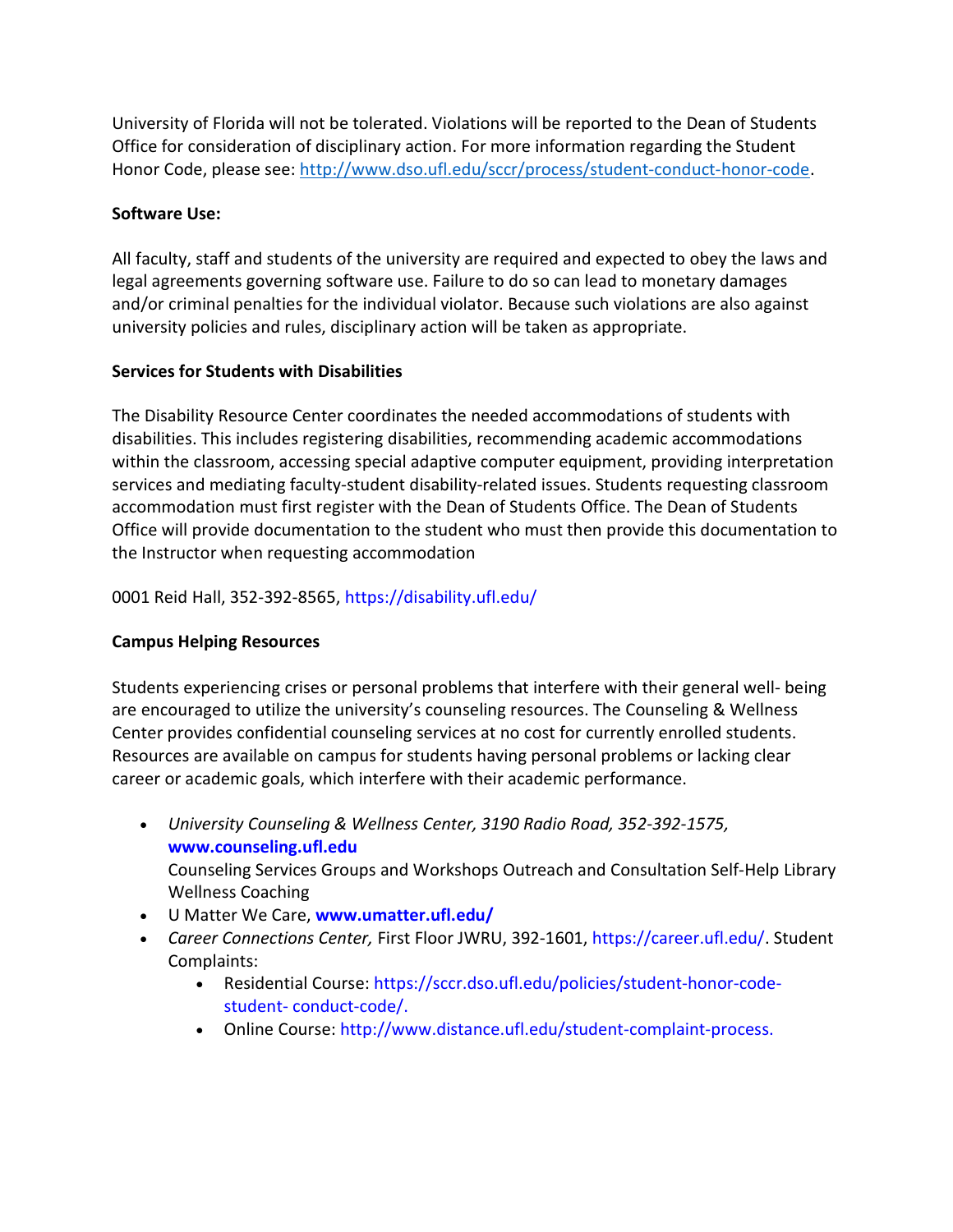University of Florida will not be tolerated. Violations will be reported to the Dean of Students Office for consideration of disciplinary action. For more information regarding the Student Honor Code, please see: http://www.dso.ufl.edu/sccr/process/student-conduct-honor-code.

**Software Use:**

All faculty, staff and students of the university are required and expected to obey the laws and legal agreements governing software use. Failure to do so can lead to monetary damages and/or criminal penalties for the individual violator. Because such violations are also against university policies and rules, disciplinary action will be taken as appropriate.

**Services for Students with Disabilities**

The Disability Resource Center coordinates the needed accommodations of students with disabilities. This includes registering disabilities, recommending academic accommodations within the classroom, accessing special adaptive computer equipment, providing interpretation services and mediating faculty-student disability-related issues. Students requesting classroom accommodation must first register with the Dean of Students Office. The Dean of Students Office will provide documentation to the student who must then provide this documentation to the Instructor when requesting accommodation

0001 Reid Hall, 352-392-8565, https://disability.ufl.edu/

**Campus Helping Resources**

Students experiencing crises or personal problems that interfere with their general well- being are encouraged to utilize the university's counseling resources. The Counseling & Wellness Center provides confidential counseling services at no cost for currently enrolled students. Resources are available on campus for students having personal problems or lacking clear career or academic goals, which interfere with their academic performance.

- *University Counseling & Wellness Center, 3190 Radio Road, 352-392-1575,* **www.counseling.ufl.edu**
  Counseling Services Groups and Workshops Outreach and Consultation Self-Help Library Wellness Coaching
- U Matter We Care, **www.umatter.ufl.edu/**
- *Career Connections Center,* First Floor JWRU, 392-1601, https://career.ufl.edu/. Student Complaints:
  - Residential Course: https://sccr.dso.ufl.edu/policies/student-honor-code-student- conduct-code/.
  - Online Course: http://www.distance.ufl.edu/student-complaint-process.